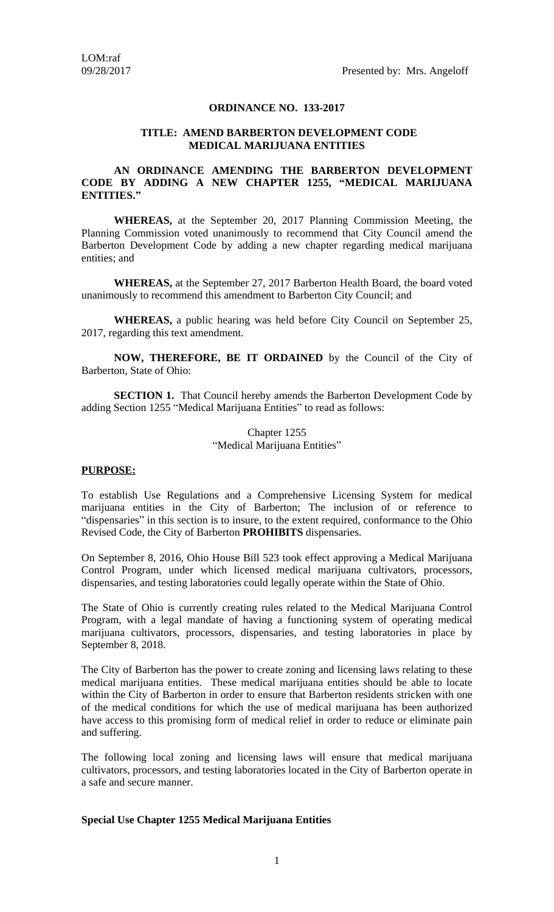LOM:raf
09/28/2017

Presented by: Mrs. Angeloff

**ORDINANCE NO. 133-2017**

**TITLE: AMEND BARBERTON DEVELOPMENT CODE MEDICAL MARIJUANA ENTITIES**

**AN ORDINANCE AMENDING THE BARBERTON DEVELOPMENT CODE BY ADDING A NEW CHAPTER 1255, "MEDICAL MARIJUANA ENTITIES."**

**WHEREAS,** at the September 20, 2017 Planning Commission Meeting, the Planning Commission voted unanimously to recommend that City Council amend the Barberton Development Code by adding a new chapter regarding medical marijuana entities; and

**WHEREAS,** at the September 27, 2017 Barberton Health Board, the board voted unanimously to recommend this amendment to Barberton City Council; and

**WHEREAS,** a public hearing was held before City Council on September 25, 2017, regarding this text amendment.

**NOW, THEREFORE, BE IT ORDAINED** by the Council of the City of Barberton, State of Ohio:

**SECTION 1.** That Council hereby amends the Barberton Development Code by adding Section 1255 "Medical Marijuana Entities" to read as follows:

Chapter 1255
"Medical Marijuana Entities"

**PURPOSE:**

To establish Use Regulations and a Comprehensive Licensing System for medical marijuana entities in the City of Barberton; The inclusion of or reference to "dispensaries" in this section is to insure, to the extent required, conformance to the Ohio Revised Code, the City of Barberton **PROHIBITS** dispensaries.

On September 8, 2016, Ohio House Bill 523 took effect approving a Medical Marijuana Control Program, under which licensed medical marijuana cultivators, processors, dispensaries, and testing laboratories could legally operate within the State of Ohio.

The State of Ohio is currently creating rules related to the Medical Marijuana Control Program, with a legal mandate of having a functioning system of operating medical marijuana cultivators, processors, dispensaries, and testing laboratories in place by September 8, 2018.

The City of Barberton has the power to create zoning and licensing laws relating to these medical marijuana entities. These medical marijuana entities should be able to locate within the City of Barberton in order to ensure that Barberton residents stricken with one of the medical conditions for which the use of medical marijuana has been authorized have access to this promising form of medical relief in order to reduce or eliminate pain and suffering.

The following local zoning and licensing laws will ensure that medical marijuana cultivators, processors, and testing laboratories located in the City of Barberton operate in a safe and secure manner.

**Special Use Chapter 1255 Medical Marijuana Entities**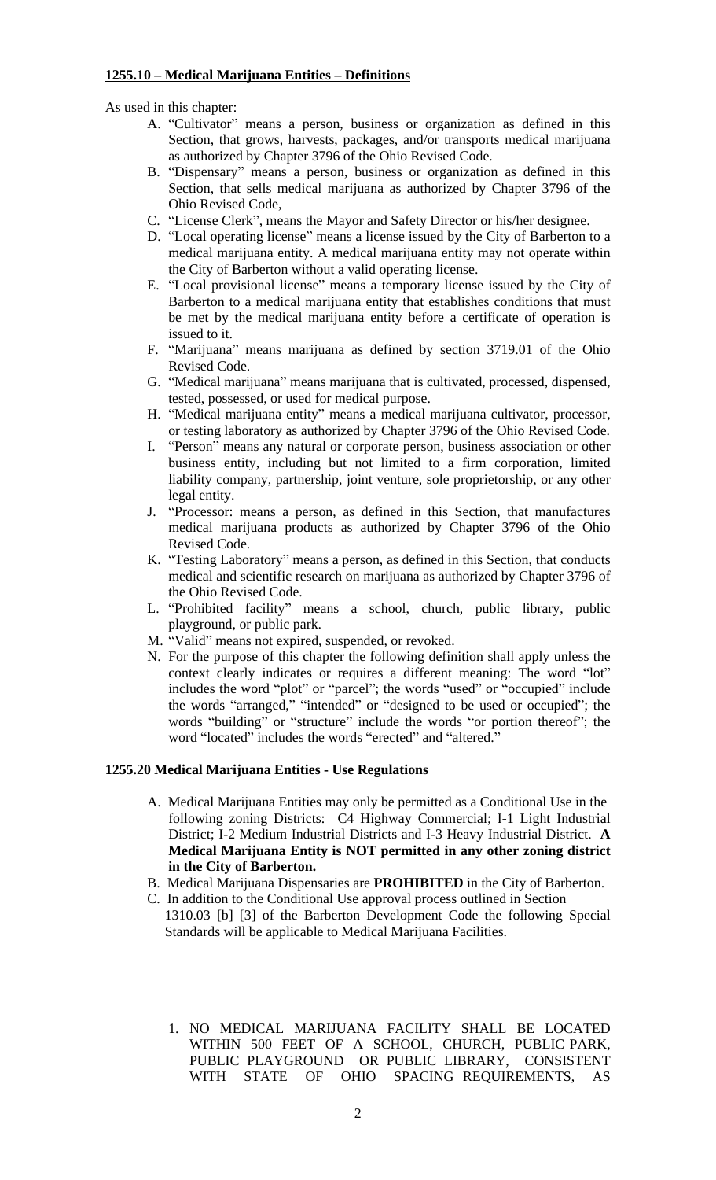**1255.10 – Medical Marijuana Entities – Definitions**

As used in this chapter:

A. "Cultivator" means a person, business or organization as defined in this Section, that grows, harvests, packages, and/or transports medical marijuana as authorized by Chapter 3796 of the Ohio Revised Code.
B. "Dispensary" means a person, business or organization as defined in this Section, that sells medical marijuana as authorized by Chapter 3796 of the Ohio Revised Code,
C. "License Clerk", means the Mayor and Safety Director or his/her designee.
D. "Local operating license" means a license issued by the City of Barberton to a medical marijuana entity. A medical marijuana entity may not operate within the City of Barberton without a valid operating license.
E. "Local provisional license" means a temporary license issued by the City of Barberton to a medical marijuana entity that establishes conditions that must be met by the medical marijuana entity before a certificate of operation is issued to it.
F. "Marijuana" means marijuana as defined by section 3719.01 of the Ohio Revised Code.
G. "Medical marijuana" means marijuana that is cultivated, processed, dispensed, tested, possessed, or used for medical purpose.
H. "Medical marijuana entity" means a medical marijuana cultivator, processor, or testing laboratory as authorized by Chapter 3796 of the Ohio Revised Code.
I. "Person" means any natural or corporate person, business association or other business entity, including but not limited to a firm corporation, limited liability company, partnership, joint venture, sole proprietorship, or any other legal entity.
J. "Processor: means a person, as defined in this Section, that manufactures medical marijuana products as authorized by Chapter 3796 of the Ohio Revised Code.
K. "Testing Laboratory" means a person, as defined in this Section, that conducts medical and scientific research on marijuana as authorized by Chapter 3796 of the Ohio Revised Code.
L. "Prohibited facility" means a school, church, public library, public playground, or public park.
M. "Valid" means not expired, suspended, or revoked.
N. For the purpose of this chapter the following definition shall apply unless the context clearly indicates or requires a different meaning: The word "lot" includes the word "plot" or "parcel"; the words "used" or "occupied" include the words "arranged," "intended" or "designed to be used or occupied"; the words "building" or "structure" include the words "or portion thereof"; the word "located" includes the words "erected" and "altered."

**1255.20 Medical Marijuana Entities - Use Regulations**

A. Medical Marijuana Entities may only be permitted as a Conditional Use in the following zoning Districts: C4 Highway Commercial; I-1 Light Industrial District; I-2 Medium Industrial Districts and I-3 Heavy Industrial District. **A Medical Marijuana Entity is NOT permitted in any other zoning district in the City of Barberton.**
B. Medical Marijuana Dispensaries are **PROHIBITED** in the City of Barberton.
C. In addition to the Conditional Use approval process outlined in Section 1310.03 [b] [3] of the Barberton Development Code the following Special Standards will be applicable to Medical Marijuana Facilities.

    1. NO MEDICAL MARIJUANA FACILITY SHALL BE LOCATED WITHIN 500 FEET OF A SCHOOL, CHURCH, PUBLIC PARK, PUBLIC PLAYGROUND OR PUBLIC LIBRARY, CONSISTENT WITH STATE OF OHIO SPACING REQUIREMENTS, AS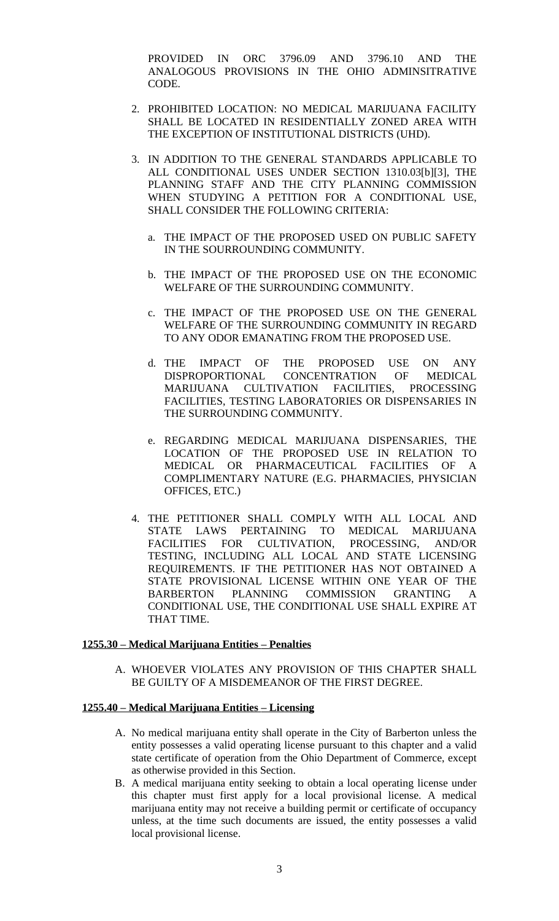PROVIDED IN ORC 3796.09 AND 3796.10 AND THE ANALOGOUS PROVISIONS IN THE OHIO ADMINSITRATIVE CODE.

2. PROHIBITED LOCATION: NO MEDICAL MARIJUANA FACILITY SHALL BE LOCATED IN RESIDENTIALLY ZONED AREA WITH THE EXCEPTION OF INSTITUTIONAL DISTRICTS (UHD).

3. IN ADDITION TO THE GENERAL STANDARDS APPLICABLE TO ALL CONDITIONAL USES UNDER SECTION 1310.03[b][3], THE PLANNING STAFF AND THE CITY PLANNING COMMISSION WHEN STUDYING A PETITION FOR A CONDITIONAL USE, SHALL CONSIDER THE FOLLOWING CRITERIA:

   a. THE IMPACT OF THE PROPOSED USED ON PUBLIC SAFETY IN THE SOURROUNDING COMMUNITY.

   b. THE IMPACT OF THE PROPOSED USE ON THE ECONOMIC WELFARE OF THE SURROUNDING COMMUNITY.

   c. THE IMPACT OF THE PROPOSED USE ON THE GENERAL WELFARE OF THE SURROUNDING COMMUNITY IN REGARD TO ANY ODOR EMANATING FROM THE PROPOSED USE.

   d. THE IMPACT OF THE PROPOSED USE ON ANY DISPROPORTIONAL CONCENTRATION OF MEDICAL MARIJUANA CULTIVATION FACILITIES, PROCESSING FACILITIES, TESTING LABORATORIES OR DISPENSARIES IN THE SURROUNDING COMMUNITY.

   e. REGARDING MEDICAL MARIJUANA DISPENSARIES, THE LOCATION OF THE PROPOSED USE IN RELATION TO MEDICAL OR PHARMACEUTICAL FACILITIES OF A COMPLIMENTARY NATURE (E.G. PHARMACIES, PHYSICIAN OFFICES, ETC.)

4. THE PETITIONER SHALL COMPLY WITH ALL LOCAL AND STATE LAWS PERTAINING TO MEDICAL MARIJUANA FACILITIES FOR CULTIVATION, PROCESSING, AND/OR TESTING, INCLUDING ALL LOCAL AND STATE LICENSING REQUIREMENTS. IF THE PETITIONER HAS NOT OBTAINED A STATE PROVISIONAL LICENSE WITHIN ONE YEAR OF THE BARBERTON PLANNING COMMISSION GRANTING A CONDITIONAL USE, THE CONDITIONAL USE SHALL EXPIRE AT THAT TIME.

**1255.30 – Medical Marijuana Entities – Penalties**

A. WHOEVER VIOLATES ANY PROVISION OF THIS CHAPTER SHALL BE GUILTY OF A MISDEMEANOR OF THE FIRST DEGREE.

**1255.40 – Medical Marijuana Entities – Licensing**

A. No medical marijuana entity shall operate in the City of Barberton unless the entity possesses a valid operating license pursuant to this chapter and a valid state certificate of operation from the Ohio Department of Commerce, except as otherwise provided in this Section.
B. A medical marijuana entity seeking to obtain a local operating license under this chapter must first apply for a local provisional license. A medical marijuana entity may not receive a building permit or certificate of occupancy unless, at the time such documents are issued, the entity possesses a valid local provisional license.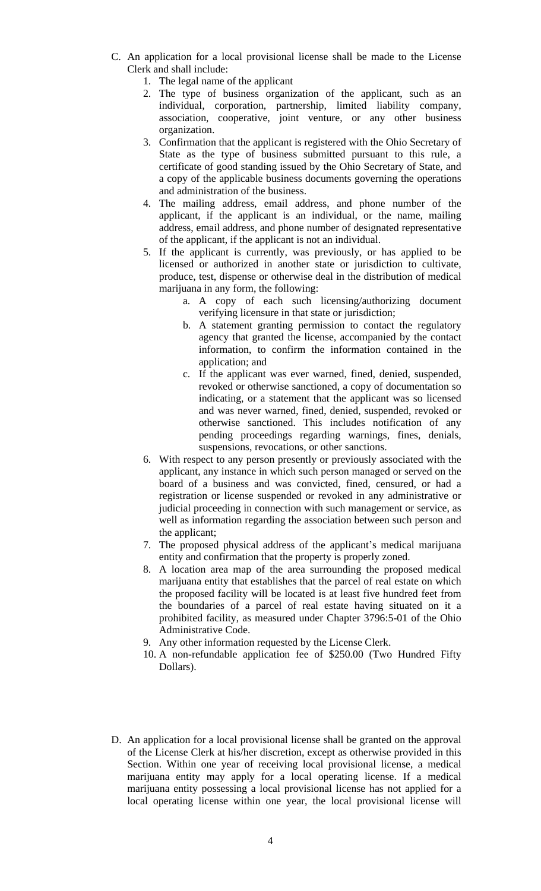C. An application for a local provisional license shall be made to the License Clerk and shall include:
   1. The legal name of the applicant
   2. The type of business organization of the applicant, such as an individual, corporation, partnership, limited liability company, association, cooperative, joint venture, or any other business organization.
   3. Confirmation that the applicant is registered with the Ohio Secretary of State as the type of business submitted pursuant to this rule, a certificate of good standing issued by the Ohio Secretary of State, and a copy of the applicable business documents governing the operations and administration of the business.
   4. The mailing address, email address, and phone number of the applicant, if the applicant is an individual, or the name, mailing address, email address, and phone number of designated representative of the applicant, if the applicant is not an individual.
   5. If the applicant is currently, was previously, or has applied to be licensed or authorized in another state or jurisdiction to cultivate, produce, test, dispense or otherwise deal in the distribution of medical marijuana in any form, the following:
      a. A copy of each such licensing/authorizing document verifying licensure in that state or jurisdiction;
      b. A statement granting permission to contact the regulatory agency that granted the license, accompanied by the contact information, to confirm the information contained in the application; and
      c. If the applicant was ever warned, fined, denied, suspended, revoked or otherwise sanctioned, a copy of documentation so indicating, or a statement that the applicant was so licensed and was never warned, fined, denied, suspended, revoked or otherwise sanctioned. This includes notification of any pending proceedings regarding warnings, fines, denials, suspensions, revocations, or other sanctions.
   6. With respect to any person presently or previously associated with the applicant, any instance in which such person managed or served on the board of a business and was convicted, fined, censured, or had a registration or license suspended or revoked in any administrative or judicial proceeding in connection with such management or service, as well as information regarding the association between such person and the applicant;
   7. The proposed physical address of the applicant's medical marijuana entity and confirmation that the property is properly zoned.
   8. A location area map of the area surrounding the proposed medical marijuana entity that establishes that the parcel of real estate on which the proposed facility will be located is at least five hundred feet from the boundaries of a parcel of real estate having situated on it a prohibited facility, as measured under Chapter 3796:5-01 of the Ohio Administrative Code.
   9. Any other information requested by the License Clerk.
   10. A non-refundable application fee of $250.00 (Two Hundred Fifty Dollars).

D. An application for a local provisional license shall be granted on the approval of the License Clerk at his/her discretion, except as otherwise provided in this Section. Within one year of receiving local provisional license, a medical marijuana entity may apply for a local operating license. If a medical marijuana entity possessing a local provisional license has not applied for a local operating license within one year, the local provisional license will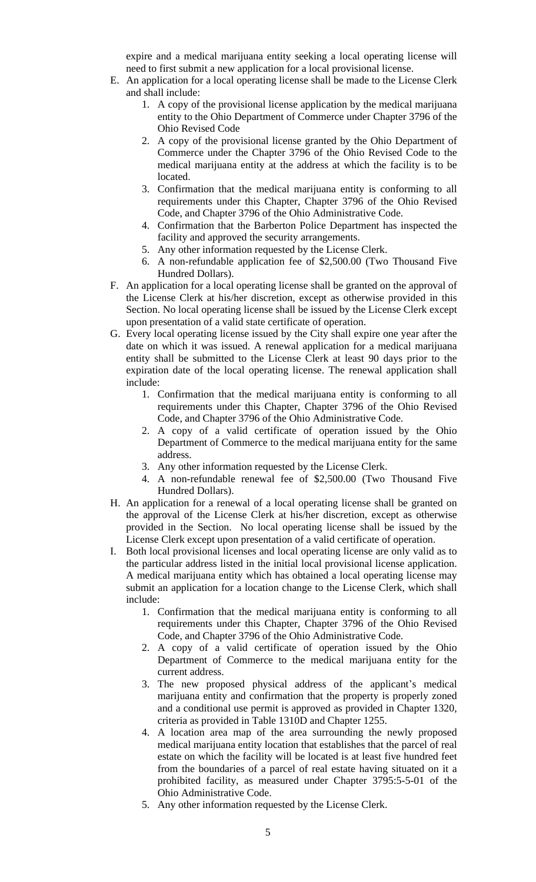expire and a medical marijuana entity seeking a local operating license will need to first submit a new application for a local provisional license.

E. An application for a local operating license shall be made to the License Clerk and shall include:
   1. A copy of the provisional license application by the medical marijuana entity to the Ohio Department of Commerce under Chapter 3796 of the Ohio Revised Code
   2. A copy of the provisional license granted by the Ohio Department of Commerce under the Chapter 3796 of the Ohio Revised Code to the medical marijuana entity at the address at which the facility is to be located.
   3. Confirmation that the medical marijuana entity is conforming to all requirements under this Chapter, Chapter 3796 of the Ohio Revised Code, and Chapter 3796 of the Ohio Administrative Code.
   4. Confirmation that the Barberton Police Department has inspected the facility and approved the security arrangements.
   5. Any other information requested by the License Clerk.
   6. A non-refundable application fee of $2,500.00 (Two Thousand Five Hundred Dollars).

F. An application for a local operating license shall be granted on the approval of the License Clerk at his/her discretion, except as otherwise provided in this Section. No local operating license shall be issued by the License Clerk except upon presentation of a valid state certificate of operation.

G. Every local operating license issued by the City shall expire one year after the date on which it was issued. A renewal application for a medical marijuana entity shall be submitted to the License Clerk at least 90 days prior to the expiration date of the local operating license. The renewal application shall include:
   1. Confirmation that the medical marijuana entity is conforming to all requirements under this Chapter, Chapter 3796 of the Ohio Revised Code, and Chapter 3796 of the Ohio Administrative Code.
   2. A copy of a valid certificate of operation issued by the Ohio Department of Commerce to the medical marijuana entity for the same address.
   3. Any other information requested by the License Clerk.
   4. A non-refundable renewal fee of $2,500.00 (Two Thousand Five Hundred Dollars).

H. An application for a renewal of a local operating license shall be granted on the approval of the License Clerk at his/her discretion, except as otherwise provided in the Section. No local operating license shall be issued by the License Clerk except upon presentation of a valid certificate of operation.

I. Both local provisional licenses and local operating license are only valid as to the particular address listed in the initial local provisional license application. A medical marijuana entity which has obtained a local operating license may submit an application for a location change to the License Clerk, which shall include:
   1. Confirmation that the medical marijuana entity is conforming to all requirements under this Chapter, Chapter 3796 of the Ohio Revised Code, and Chapter 3796 of the Ohio Administrative Code.
   2. A copy of a valid certificate of operation issued by the Ohio Department of Commerce to the medical marijuana entity for the current address.
   3. The new proposed physical address of the applicant's medical marijuana entity and confirmation that the property is properly zoned and a conditional use permit is approved as provided in Chapter 1320, criteria as provided in Table 1310D and Chapter 1255.
   4. A location area map of the area surrounding the newly proposed medical marijuana entity location that establishes that the parcel of real estate on which the facility will be located is at least five hundred feet from the boundaries of a parcel of real estate having situated on it a prohibited facility, as measured under Chapter 3795:5-5-01 of the Ohio Administrative Code.
   5. Any other information requested by the License Clerk.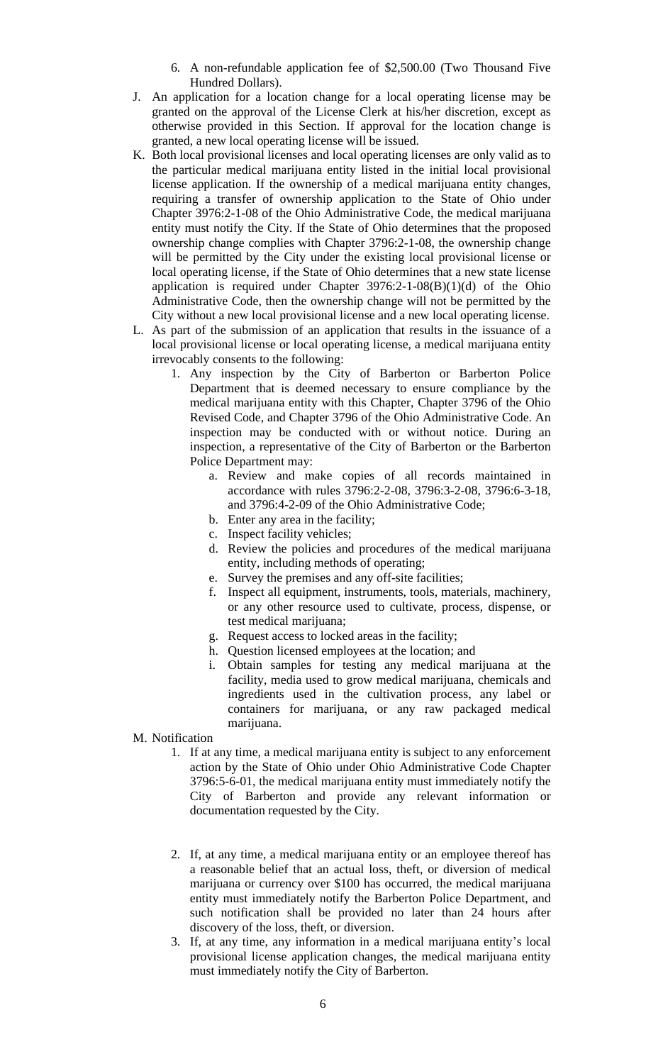6. A non-refundable application fee of $2,500.00 (Two Thousand Five Hundred Dollars).

J. An application for a location change for a local operating license may be granted on the approval of the License Clerk at his/her discretion, except as otherwise provided in this Section. If approval for the location change is granted, a new local operating license will be issued.

K. Both local provisional licenses and local operating licenses are only valid as to the particular medical marijuana entity listed in the initial local provisional license application. If the ownership of a medical marijuana entity changes, requiring a transfer of ownership application to the State of Ohio under Chapter 3976:2-1-08 of the Ohio Administrative Code, the medical marijuana entity must notify the City. If the State of Ohio determines that the proposed ownership change complies with Chapter 3796:2-1-08, the ownership change will be permitted by the City under the existing local provisional license or local operating license, if the State of Ohio determines that a new state license application is required under Chapter 3976:2-1-08(B)(1)(d) of the Ohio Administrative Code, then the ownership change will not be permitted by the City without a new local provisional license and a new local operating license.

L. As part of the submission of an application that results in the issuance of a local provisional license or local operating license, a medical marijuana entity irrevocably consents to the following:

   1. Any inspection by the City of Barberton or Barberton Police Department that is deemed necessary to ensure compliance by the medical marijuana entity with this Chapter, Chapter 3796 of the Ohio Revised Code, and Chapter 3796 of the Ohio Administrative Code. An inspection may be conducted with or without notice. During an inspection, a representative of the City of Barberton or the Barberton Police Department may:
      a. Review and make copies of all records maintained in accordance with rules 3796:2-2-08, 3796:3-2-08, 3796:6-3-18, and 3796:4-2-09 of the Ohio Administrative Code;
      b. Enter any area in the facility;
      c. Inspect facility vehicles;
      d. Review the policies and procedures of the medical marijuana entity, including methods of operating;
      e. Survey the premises and any off-site facilities;
      f. Inspect all equipment, instruments, tools, materials, machinery, or any other resource used to cultivate, process, dispense, or test medical marijuana;
      g. Request access to locked areas in the facility;
      h. Question licensed employees at the location; and
      i. Obtain samples for testing any medical marijuana at the facility, media used to grow medical marijuana, chemicals and ingredients used in the cultivation process, any label or containers for marijuana, or any raw packaged medical marijuana.

M. Notification

   1. If at any time, a medical marijuana entity is subject to any enforcement action by the State of Ohio under Ohio Administrative Code Chapter 3796:5-6-01, the medical marijuana entity must immediately notify the City of Barberton and provide any relevant information or documentation requested by the City.

   2. If, at any time, a medical marijuana entity or an employee thereof has a reasonable belief that an actual loss, theft, or diversion of medical marijuana or currency over $100 has occurred, the medical marijuana entity must immediately notify the Barberton Police Department, and such notification shall be provided no later than 24 hours after discovery of the loss, theft, or diversion.

   3. If, at any time, any information in a medical marijuana entity's local provisional license application changes, the medical marijuana entity must immediately notify the City of Barberton.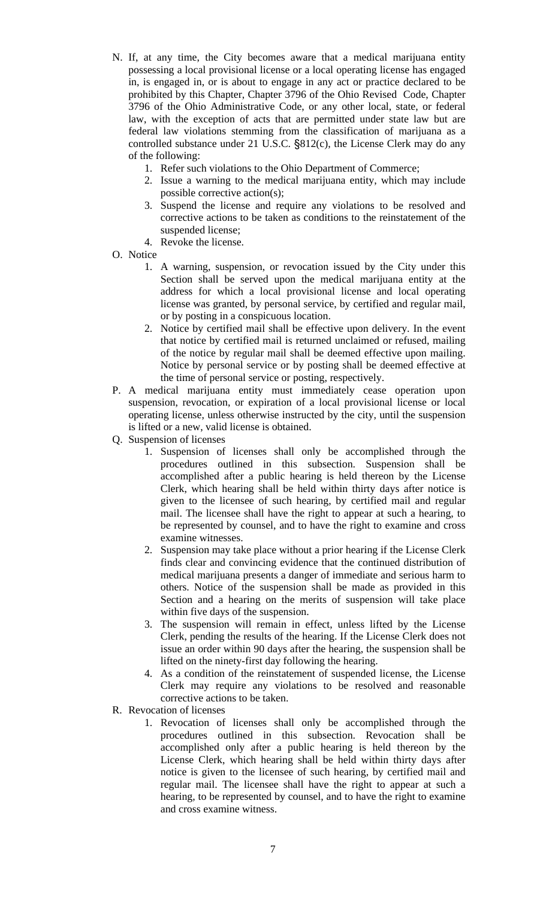N. If, at any time, the City becomes aware that a medical marijuana entity possessing a local provisional license or a local operating license has engaged in, is engaged in, or is about to engage in any act or practice declared to be prohibited by this Chapter, Chapter 3796 of the Ohio Revised Code, Chapter 3796 of the Ohio Administrative Code, or any other local, state, or federal law, with the exception of acts that are permitted under state law but are federal law violations stemming from the classification of marijuana as a controlled substance under 21 U.S.C. §812(c), the License Clerk may do any of the following:
   1. Refer such violations to the Ohio Department of Commerce;
   2. Issue a warning to the medical marijuana entity, which may include possible corrective action(s);
   3. Suspend the license and require any violations to be resolved and corrective actions to be taken as conditions to the reinstatement of the suspended license;
   4. Revoke the license.

O. Notice
   1. A warning, suspension, or revocation issued by the City under this Section shall be served upon the medical marijuana entity at the address for which a local provisional license and local operating license was granted, by personal service, by certified and regular mail, or by posting in a conspicuous location.
   2. Notice by certified mail shall be effective upon delivery. In the event that notice by certified mail is returned unclaimed or refused, mailing of the notice by regular mail shall be deemed effective upon mailing. Notice by personal service or by posting shall be deemed effective at the time of personal service or posting, respectively.

P. A medical marijuana entity must immediately cease operation upon suspension, revocation, or expiration of a local provisional license or local operating license, unless otherwise instructed by the city, until the suspension is lifted or a new, valid license is obtained.

Q. Suspension of licenses
   1. Suspension of licenses shall only be accomplished through the procedures outlined in this subsection. Suspension shall be accomplished after a public hearing is held thereon by the License Clerk, which hearing shall be held within thirty days after notice is given to the licensee of such hearing, by certified mail and regular mail. The licensee shall have the right to appear at such a hearing, to be represented by counsel, and to have the right to examine and cross examine witnesses.
   2. Suspension may take place without a prior hearing if the License Clerk finds clear and convincing evidence that the continued distribution of medical marijuana presents a danger of immediate and serious harm to others. Notice of the suspension shall be made as provided in this Section and a hearing on the merits of suspension will take place within five days of the suspension.
   3. The suspension will remain in effect, unless lifted by the License Clerk, pending the results of the hearing. If the License Clerk does not issue an order within 90 days after the hearing, the suspension shall be lifted on the ninety-first day following the hearing.
   4. As a condition of the reinstatement of suspended license, the License Clerk may require any violations to be resolved and reasonable corrective actions to be taken.

R. Revocation of licenses
   1. Revocation of licenses shall only be accomplished through the procedures outlined in this subsection. Revocation shall be accomplished only after a public hearing is held thereon by the License Clerk, which hearing shall be held within thirty days after notice is given to the licensee of such hearing, by certified mail and regular mail. The licensee shall have the right to appear at such a hearing, to be represented by counsel, and to have the right to examine and cross examine witness.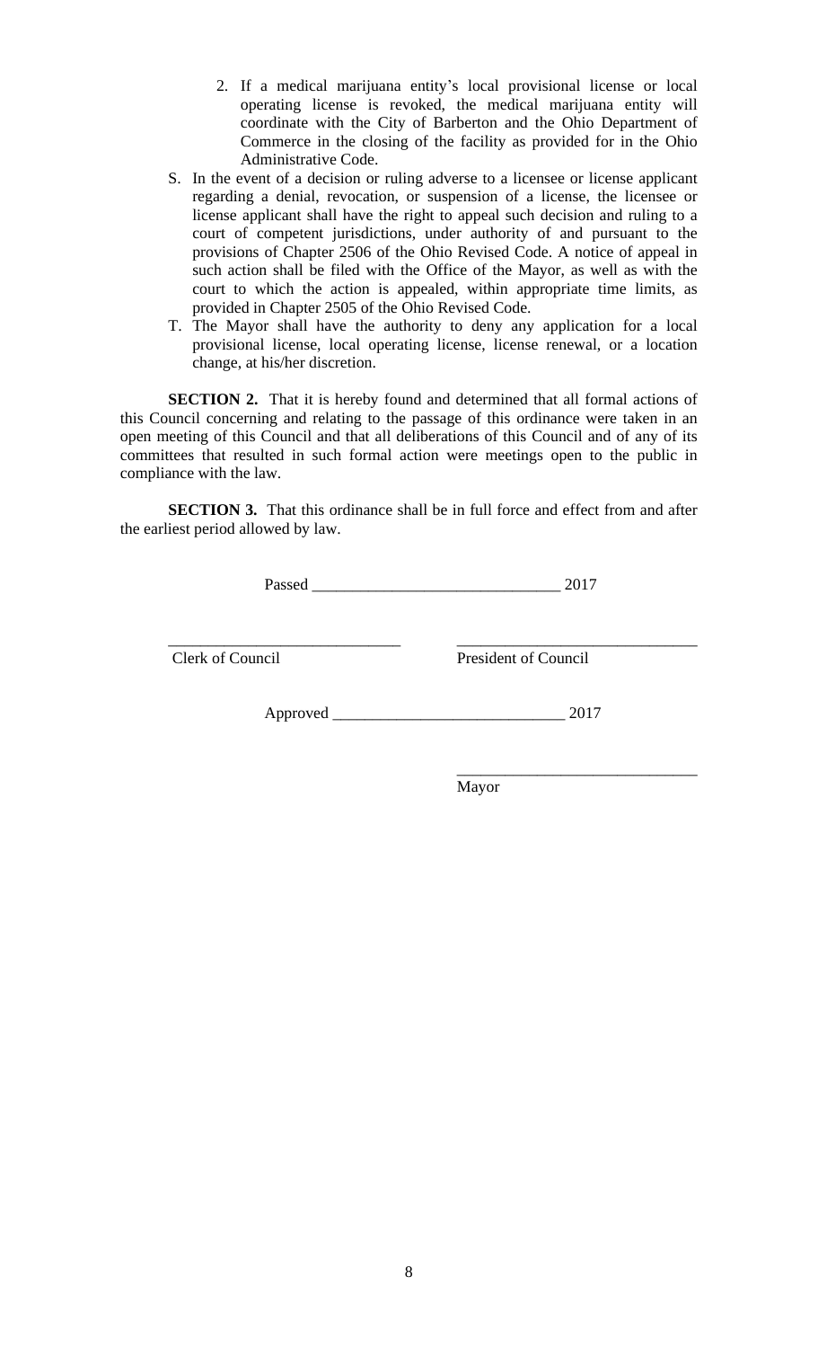2. If a medical marijuana entity's local provisional license or local operating license is revoked, the medical marijuana entity will coordinate with the City of Barberton and the Ohio Department of Commerce in the closing of the facility as provided for in the Ohio Administrative Code.

S. In the event of a decision or ruling adverse to a licensee or license applicant regarding a denial, revocation, or suspension of a license, the licensee or license applicant shall have the right to appeal such decision and ruling to a court of competent jurisdictions, under authority of and pursuant to the provisions of Chapter 2506 of the Ohio Revised Code. A notice of appeal in such action shall be filed with the Office of the Mayor, as well as with the court to which the action is appealed, within appropriate time limits, as provided in Chapter 2505 of the Ohio Revised Code.

T. The Mayor shall have the authority to deny any application for a local provisional license, local operating license, license renewal, or a location change, at his/her discretion.

**SECTION 2.** That it is hereby found and determined that all formal actions of this Council concerning and relating to the passage of this ordinance were taken in an open meeting of this Council and that all deliberations of this Council and of any of its committees that resulted in such formal action were meetings open to the public in compliance with the law.

**SECTION 3.** That this ordinance shall be in full force and effect from and after the earliest period allowed by law.

Passed ______________________________ 2017

_____________________________ Clerk of Council

_____________________________ President of Council

Approved ____________________________ 2017

_____________________________ Mayor